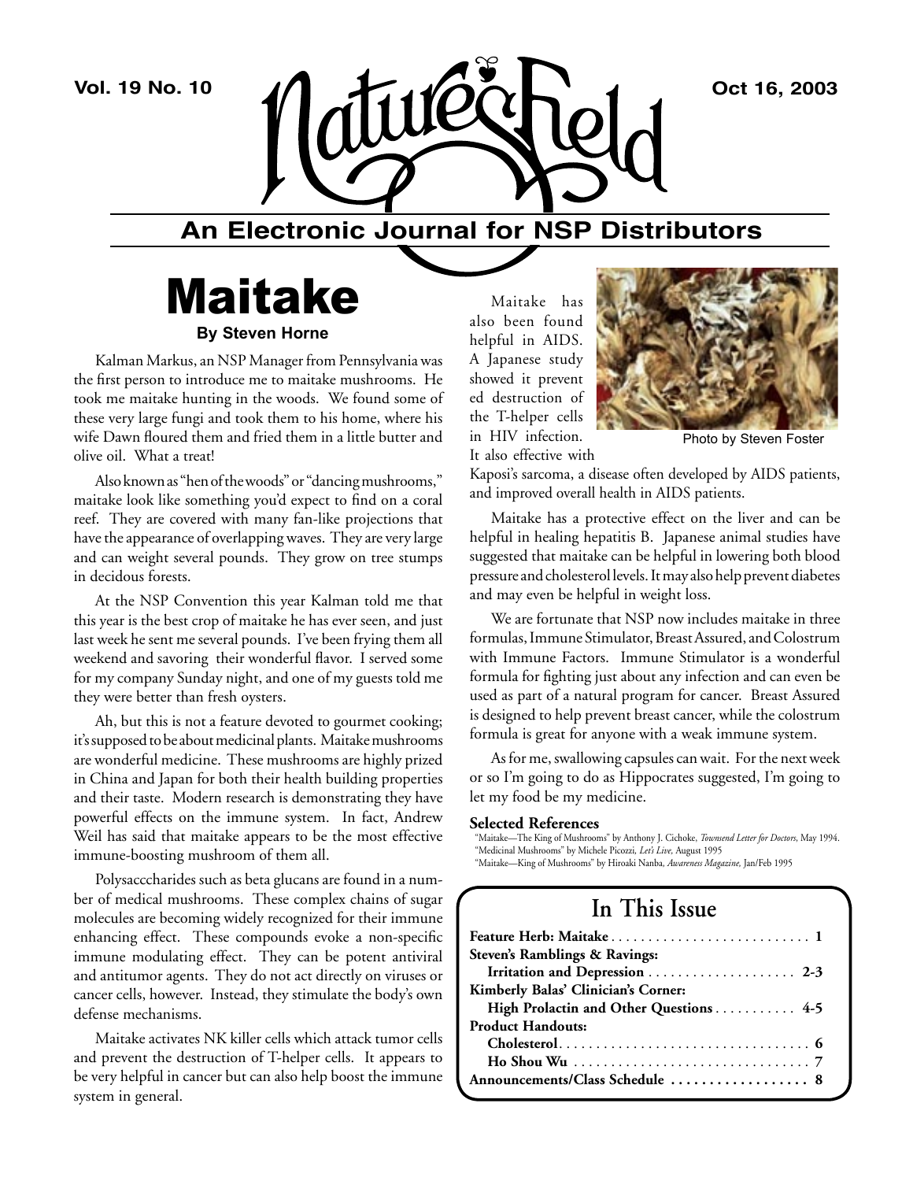# Nature's Field

## An Electronic Journal for NSP Distributors

Vol. 19 No. 10 — Oct 16, 2003

# Maitake

**By Steven Horne**

Kalman Markus, an NSP Manager from Pennsylvania was the first person to introduce me to maitake mushrooms. He took me maitake hunting in the woods. We found some of these very large fungi and took them to his home, where his wife Dawn floured them and fried them in a little butter and olive oil. What a treat!

Also known as "hen of the woods" or "dancing mushrooms," maitake look like something you'd expect to find on a coral reef. They are covered with many fan-like projections that have the appearance of overlapping waves. They are very large and can weight several pounds. They grow on tree stumps in decidous forests.

At the NSP Convention this year Kalman told me that this year is the best crop of maitake he has ever seen, and just last week he sent me several pounds. I've been frying them all weekend and savoring their wonderful flavor. I served some for my company Sunday night, and one of my guests told me they were better than fresh oysters.

Ah, but this is not a feature devoted to gourmet cooking; it's supposed to be about medicinal plants. Maitake mushrooms are wonderful medicine. These mushrooms are highly prized in China and Japan for both their health building properties and their taste. Modern research is demonstrating they have powerful effects on the immune system. In fact, Andrew Weil has said that maitake appears to be the most effective immune-boosting mushroom of them all.

Polysacccharides such as beta glucans are found in a number of medical mushrooms. These complex chains of sugar molecules are becoming widely recognized for their immune enhancing effect. These compounds evoke a non-specific immune modulating effect. They can be potent antiviral and antitumor agents. They do not act directly on viruses or cancer cells, however. Instead, they stimulate the body's own defense mechanisms.

Maitake activates NK killer cells which attack tumor cells and prevent the destruction of T-helper cells. It appears to be very helpful in cancer but can also help boost the immune system in general.

Maitake has also been found helpful in AIDS. A Japanese study showed it prevent ed destruction of the T-helper cells in HIV infection. It also effective with Kaposi's sarcoma, a disease often developed by AIDS patients, and improved overall health in AIDS patients.

Photo by Steven Foster

Maitake has a protective effect on the liver and can be helpful in healing hepatitis B. Japanese animal studies have suggested that maitake can be helpful in lowering both blood pressure and cholesterol levels. It may also help prevent diabetes and may even be helpful in weight loss.

We are fortunate that NSP now includes maitake in three formulas, Immune Stimulator, Breast Assured, and Colostrum with Immune Factors. Immune Stimulator is a wonderful formula for fighting just about any infection and can even be used as part of a natural program for cancer. Breast Assured is designed to help prevent breast cancer, while the colostrum formula is great for anyone with a weak immune system.

As for me, swallowing capsules can wait. For the next week or so I'm going to do as Hippocrates suggested, I'm going to let my food be my medicine.

**Selected References**

"Maitake—The King of Mushrooms" by Anthony J. Cichoke, *Townsend Letter for Doctors*, May 1994.
"Medicinal Mushrooms" by Michele Picozzi, *Let's Live*, August 1995
"Maitake—King of Mushrooms" by Hiroaki Nanba, *Awareness Magazine*, Jan/Feb 1995

## In This Issue

| | |
|---|---|
| **Feature Herb: Maitake** | **1** |
| **Steven's Ramblings & Ravings:** | |
| **Irritation and Depression** | **2-3** |
| **Kimberly Balas' Clinician's Corner:** | |
| **High Prolactin and Other Questions** | **4-5** |
| **Product Handouts:** | |
| **Cholesterol** | **6** |
| **Ho Shou Wu** | **7** |
| **Announcements/Class Schedule** | **8** |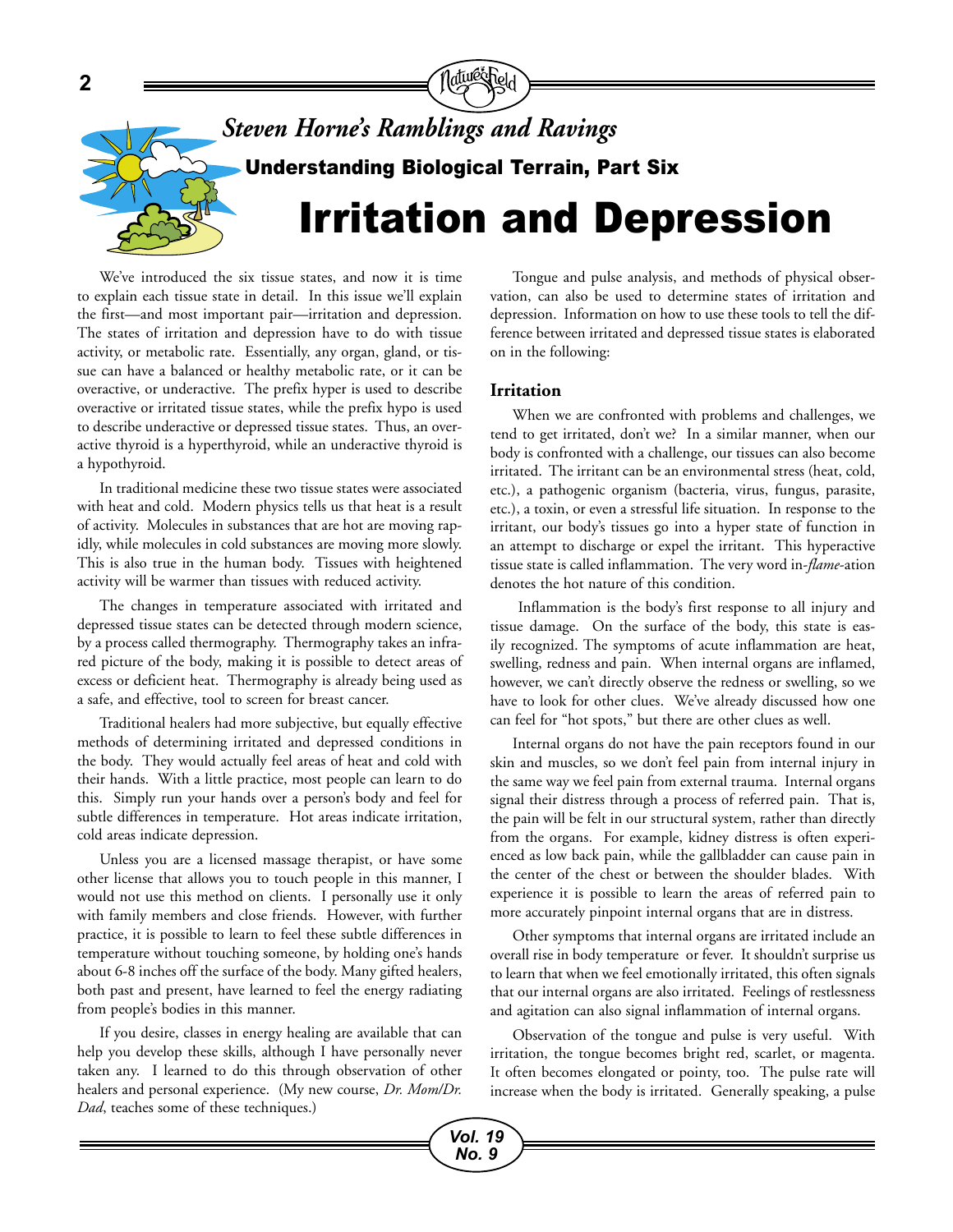## Steven Horne's Ramblings and Ravings

### Understanding Biological Terrain, Part Six

# Irritation and Depression

We've introduced the six tissue states, and now it is time to explain each tissue state in detail. In this issue we'll explain the first—and most important pair—irritation and depression. The states of irritation and depression have to do with tissue activity, or metabolic rate. Essentially, any organ, gland, or tissue can have a balanced or healthy metabolic rate, or it can be overactive, or underactive. The prefix hyper is used to describe overactive or irritated tissue states, while the prefix hypo is used to describe underactive or depressed tissue states. Thus, an overactive thyroid is a hyperthyroid, while an underactive thyroid is a hypothyroid.

In traditional medicine these two tissue states were associated with heat and cold. Modern physics tells us that heat is a result of activity. Molecules in substances that are hot are moving rapidly, while molecules in cold substances are moving more slowly. This is also true in the human body. Tissues with heightened activity will be warmer than tissues with reduced activity.

The changes in temperature associated with irritated and depressed tissue states can be detected through modern science, by a process called thermography. Thermography takes an infrared picture of the body, making it is possible to detect areas of excess or deficient heat. Thermography is already being used as a safe, and effective, tool to screen for breast cancer.

Traditional healers had more subjective, but equally effective methods of determining irritated and depressed conditions in the body. They would actually feel areas of heat and cold with their hands. With a little practice, most people can learn to do this. Simply run your hands over a person's body and feel for subtle differences in temperature. Hot areas indicate irritation, cold areas indicate depression.

Unless you are a licensed massage therapist, or have some other license that allows you to touch people in this manner, I would not use this method on clients. I personally use it only with family members and close friends. However, with further practice, it is possible to learn to feel these subtle differences in temperature without touching someone, by holding one's hands about 6-8 inches off the surface of the body. Many gifted healers, both past and present, have learned to feel the energy radiating from people's bodies in this manner.

If you desire, classes in energy healing are available that can help you develop these skills, although I have personally never taken any. I learned to do this through observation of other healers and personal experience. (My new course, *Dr. Mom/Dr. Dad*, teaches some of these techniques.)

Tongue and pulse analysis, and methods of physical observation, can also be used to determine states of irritation and depression. Information on how to use these tools to tell the difference between irritated and depressed tissue states is elaborated on in the following:

### Irritation

When we are confronted with problems and challenges, we tend to get irritated, don't we? In a similar manner, when our body is confronted with a challenge, our tissues can also become irritated. The irritant can be an environmental stress (heat, cold, etc.), a pathogenic organism (bacteria, virus, fungus, parasite, etc.), a toxin, or even a stressful life situation. In response to the irritant, our body's tissues go into a hyper state of function in an attempt to discharge or expel the irritant. This hyperactive tissue state is called inflammation. The very word in-*flame*-ation denotes the hot nature of this condition.

Inflammation is the body's first response to all injury and tissue damage. On the surface of the body, this state is easily recognized. The symptoms of acute inflammation are heat, swelling, redness and pain. When internal organs are inflamed, however, we can't directly observe the redness or swelling, so we have to look for other clues. We've already discussed how one can feel for "hot spots," but there are other clues as well.

Internal organs do not have the pain receptors found in our skin and muscles, so we don't feel pain from internal injury in the same way we feel pain from external trauma. Internal organs signal their distress through a process of referred pain. That is, the pain will be felt in our structural system, rather than directly from the organs. For example, kidney distress is often experienced as low back pain, while the gallbladder can cause pain in the center of the chest or between the shoulder blades. With experience it is possible to learn the areas of referred pain to more accurately pinpoint internal organs that are in distress.

Other symptoms that internal organs are irritated include an overall rise in body temperature or fever. It shouldn't surprise us to learn that when we feel emotionally irritated, this often signals that our internal organs are also irritated. Feelings of restlessness and agitation can also signal inflammation of internal organs.

Observation of the tongue and pulse is very useful. With irritation, the tongue becomes bright red, scarlet, or magenta. It often becomes elongated or pointy, too. The pulse rate will increase when the body is irritated. Generally speaking, a pulse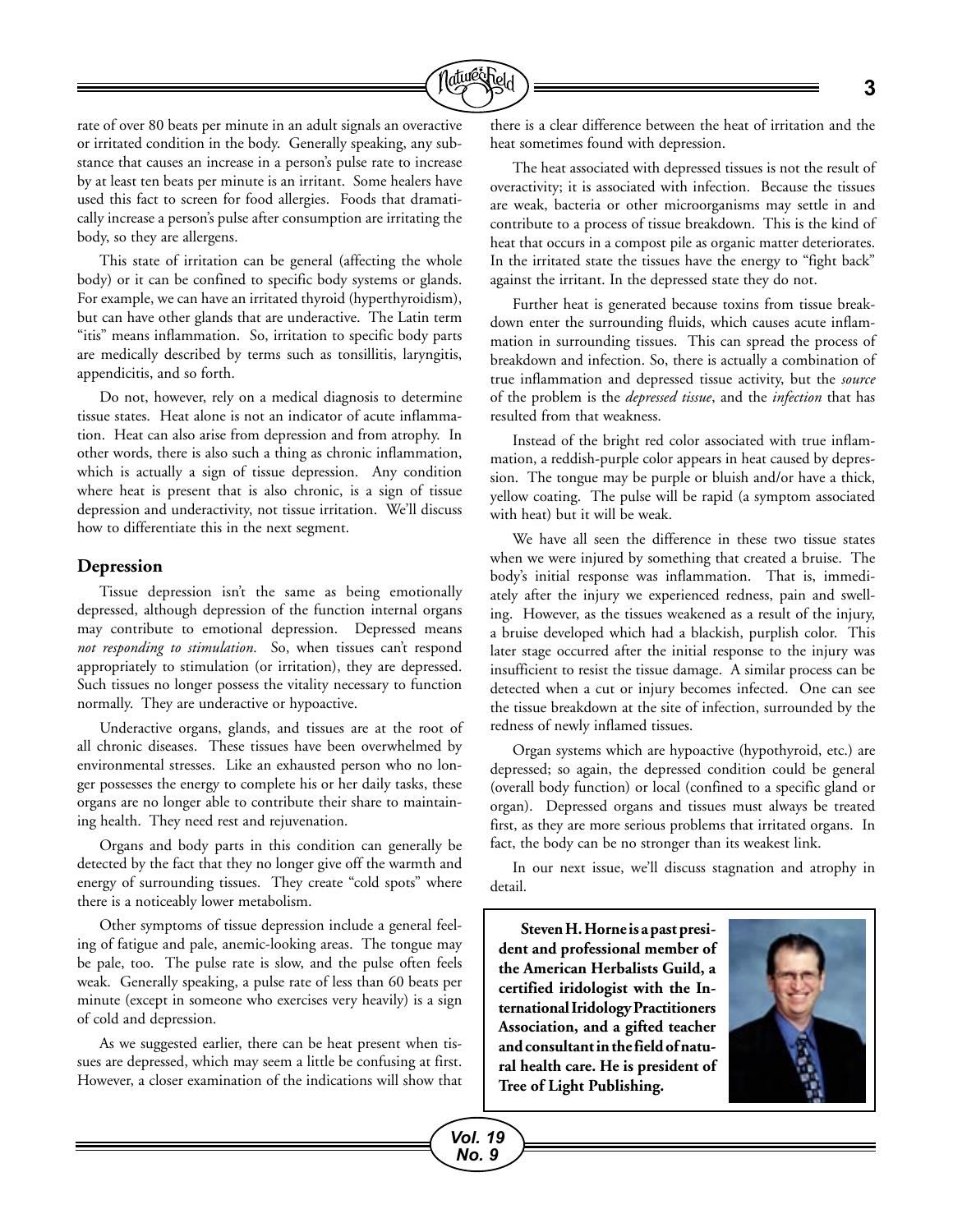rate of over 80 beats per minute in an adult signals an overactive or irritated condition in the body. Generally speaking, any substance that causes an increase in a person's pulse rate to increase by at least ten beats per minute is an irritant. Some healers have used this fact to screen for food allergies. Foods that dramatically increase a person's pulse after consumption are irritating the body, so they are allergens.

This state of irritation can be general (affecting the whole body) or it can be confined to specific body systems or glands. For example, we can have an irritated thyroid (hyperthyroidism), but can have other glands that are underactive. The Latin term "itis" means inflammation. So, irritation to specific body parts are medically described by terms such as tonsillitis, laryngitis, appendicitis, and so forth.

Do not, however, rely on a medical diagnosis to determine tissue states. Heat alone is not an indicator of acute inflammation. Heat can also arise from depression and from atrophy. In other words, there is also such a thing as chronic inflammation, which is actually a sign of tissue depression. Any condition where heat is present that is also chronic, is a sign of tissue depression and underactivity, not tissue irritation. We'll discuss how to differentiate this in the next segment.

## Depression

Tissue depression isn't the same as being emotionally depressed, although depression of the function internal organs may contribute to emotional depression. Depressed means *not responding to stimulation.* So, when tissues can't respond appropriately to stimulation (or irritation), they are depressed. Such tissues no longer possess the vitality necessary to function normally. They are underactive or hypoactive.

Underactive organs, glands, and tissues are at the root of all chronic diseases. These tissues have been overwhelmed by environmental stresses. Like an exhausted person who no longer possesses the energy to complete his or her daily tasks, these organs are no longer able to contribute their share to maintaining health. They need rest and rejuvenation.

Organs and body parts in this condition can generally be detected by the fact that they no longer give off the warmth and energy of surrounding tissues. They create "cold spots" where there is a noticeably lower metabolism.

Other symptoms of tissue depression include a general feeling of fatigue and pale, anemic-looking areas. The tongue may be pale, too. The pulse rate is slow, and the pulse often feels weak. Generally speaking, a pulse rate of less than 60 beats per minute (except in someone who exercises very heavily) is a sign of cold and depression.

As we suggested earlier, there can be heat present when tissues are depressed, which may seem a little be confusing at first. However, a closer examination of the indications will show that there is a clear difference between the heat of irritation and the heat sometimes found with depression.

The heat associated with depressed tissues is not the result of overactivity; it is associated with infection. Because the tissues are weak, bacteria or other microorganisms may settle in and contribute to a process of tissue breakdown. This is the kind of heat that occurs in a compost pile as organic matter deteriorates. In the irritated state the tissues have the energy to "fight back" against the irritant. In the depressed state they do not.

Further heat is generated because toxins from tissue breakdown enter the surrounding fluids, which causes acute inflammation in surrounding tissues. This can spread the process of breakdown and infection. So, there is actually a combination of true inflammation and depressed tissue activity, but the *source* of the problem is the *depressed tissue*, and the *infection* that has resulted from that weakness.

Instead of the bright red color associated with true inflammation, a reddish-purple color appears in heat caused by depression. The tongue may be purple or bluish and/or have a thick, yellow coating. The pulse will be rapid (a symptom associated with heat) but it will be weak.

We have all seen the difference in these two tissue states when we were injured by something that created a bruise. The body's initial response was inflammation. That is, immediately after the injury we experienced redness, pain and swelling. However, as the tissues weakened as a result of the injury, a bruise developed which had a blackish, purplish color. This later stage occurred after the initial response to the injury was insufficient to resist the tissue damage. A similar process can be detected when a cut or injury becomes infected. One can see the tissue breakdown at the site of infection, surrounded by the redness of newly inflamed tissues.

Organ systems which are hypoactive (hypothyroid, etc.) are depressed; so again, the depressed condition could be general (overall body function) or local (confined to a specific gland or organ). Depressed organs and tissues must always be treated first, as they are more serious problems that irritated organs. In fact, the body can be no stronger than its weakest link.

In our next issue, we'll discuss stagnation and atrophy in detail.

**Steven H. Horne is a past president and professional member of the American Herbalists Guild, a certified iridologist with the International Iridology Practitioners Association, and a gifted teacher and consultant in the field of natural health care. He is president of Tree of Light Publishing.**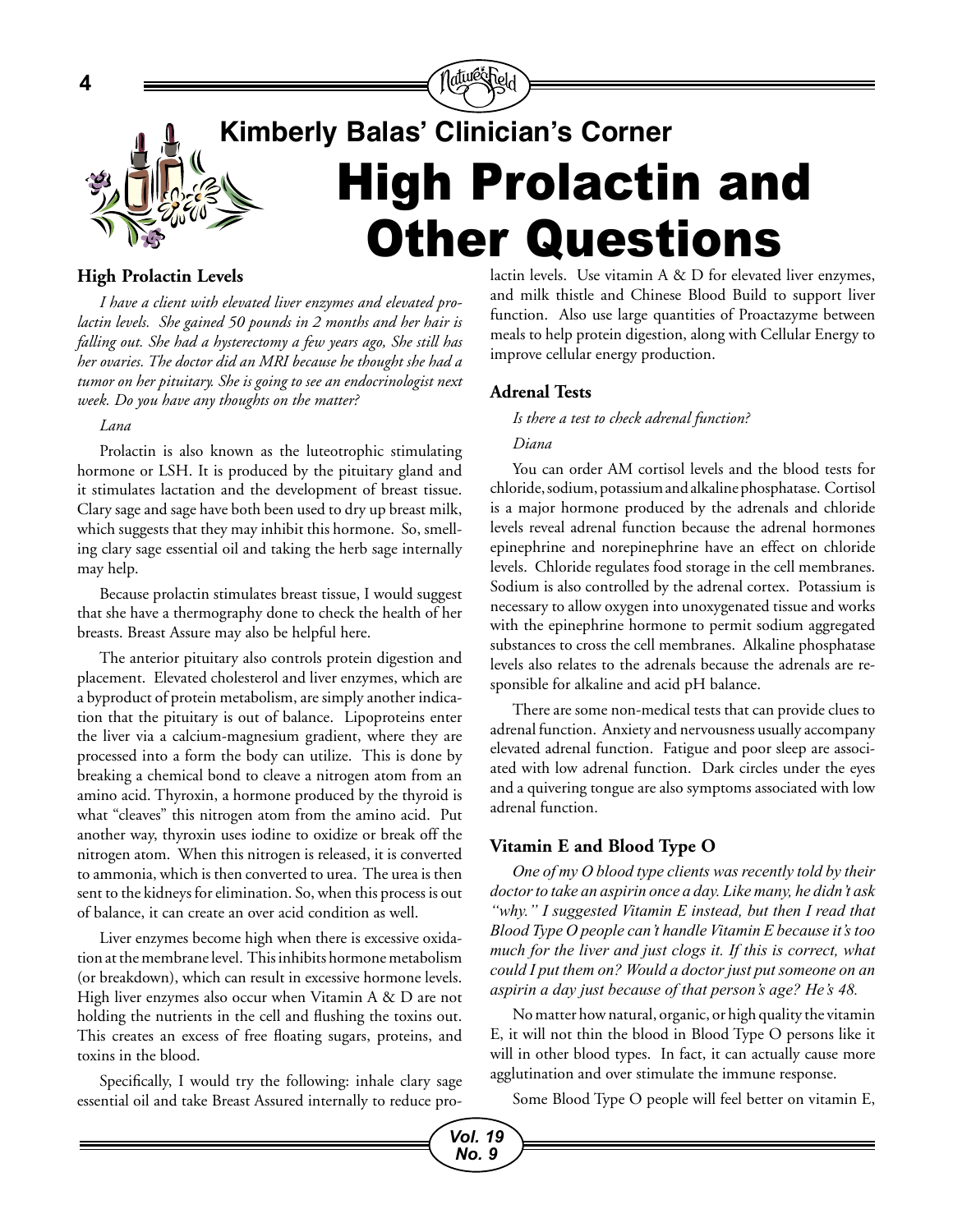## Kimberly Balas' Clinician's Corner

# High Prolactin and Other Questions

### High Prolactin Levels

*I have a client with elevated liver enzymes and elevated prolactin levels. She gained 50 pounds in 2 months and her hair is falling out. She had a hysterectomy a few years ago, She still has her ovaries. The doctor did an MRI because he thought she had a tumor on her pituitary. She is going to see an endocrinologist next week. Do you have any thoughts on the matter?*

*Lana*

Prolactin is also known as the luteotrophic stimulating hormone or LSH. It is produced by the pituitary gland and it stimulates lactation and the development of breast tissue. Clary sage and sage have both been used to dry up breast milk, which suggests that they may inhibit this hormone. So, smelling clary sage essential oil and taking the herb sage internally may help.

Because prolactin stimulates breast tissue, I would suggest that she have a thermography done to check the health of her breasts. Breast Assure may also be helpful here.

The anterior pituitary also controls protein digestion and placement. Elevated cholesterol and liver enzymes, which are a byproduct of protein metabolism, are simply another indication that the pituitary is out of balance. Lipoproteins enter the liver via a calcium-magnesium gradient, where they are processed into a form the body can utilize. This is done by breaking a chemical bond to cleave a nitrogen atom from an amino acid. Thyroxin, a hormone produced by the thyroid is what "cleaves" this nitrogen atom from the amino acid. Put another way, thyroxin uses iodine to oxidize or break off the nitrogen atom. When this nitrogen is released, it is converted to ammonia, which is then converted to urea. The urea is then sent to the kidneys for elimination. So, when this process is out of balance, it can create an over acid condition as well.

Liver enzymes become high when there is excessive oxidation at the membrane level. This inhibits hormone metabolism (or breakdown), which can result in excessive hormone levels. High liver enzymes also occur when Vitamin A & D are not holding the nutrients in the cell and flushing the toxins out. This creates an excess of free floating sugars, proteins, and toxins in the blood.

Specifically, I would try the following: inhale clary sage essential oil and take Breast Assured internally to reduce prolactin levels. Use vitamin A & D for elevated liver enzymes, and milk thistle and Chinese Blood Build to support liver function. Also use large quantities of Proactazyme between meals to help protein digestion, along with Cellular Energy to improve cellular energy production.

### Adrenal Tests

*Is there a test to check adrenal function?*

*Diana*

You can order AM cortisol levels and the blood tests for chloride, sodium, potassium and alkaline phosphatase. Cortisol is a major hormone produced by the adrenals and chloride levels reveal adrenal function because the adrenal hormones epinephrine and norepinephrine have an effect on chloride levels. Chloride regulates food storage in the cell membranes. Sodium is also controlled by the adrenal cortex. Potassium is necessary to allow oxygen into unoxygenated tissue and works with the epinephrine hormone to permit sodium aggregated substances to cross the cell membranes. Alkaline phosphatase levels also relates to the adrenals because the adrenals are responsible for alkaline and acid pH balance.

There are some non-medical tests that can provide clues to adrenal function. Anxiety and nervousness usually accompany elevated adrenal function. Fatigue and poor sleep are associated with low adrenal function. Dark circles under the eyes and a quivering tongue are also symptoms associated with low adrenal function.

### Vitamin E and Blood Type O

*One of my O blood type clients was recently told by their doctor to take an aspirin once a day. Like many, he didn't ask "why." I suggested Vitamin E instead, but then I read that Blood Type O people can't handle Vitamin E because it's too much for the liver and just clogs it. If this is correct, what could I put them on? Would a doctor just put someone on an aspirin a day just because of that person's age? He's 48.*

No matter how natural, organic, or high quality the vitamin E, it will not thin the blood in Blood Type O persons like it will in other blood types. In fact, it can actually cause more agglutination and over stimulate the immune response.

Some Blood Type O people will feel better on vitamin E,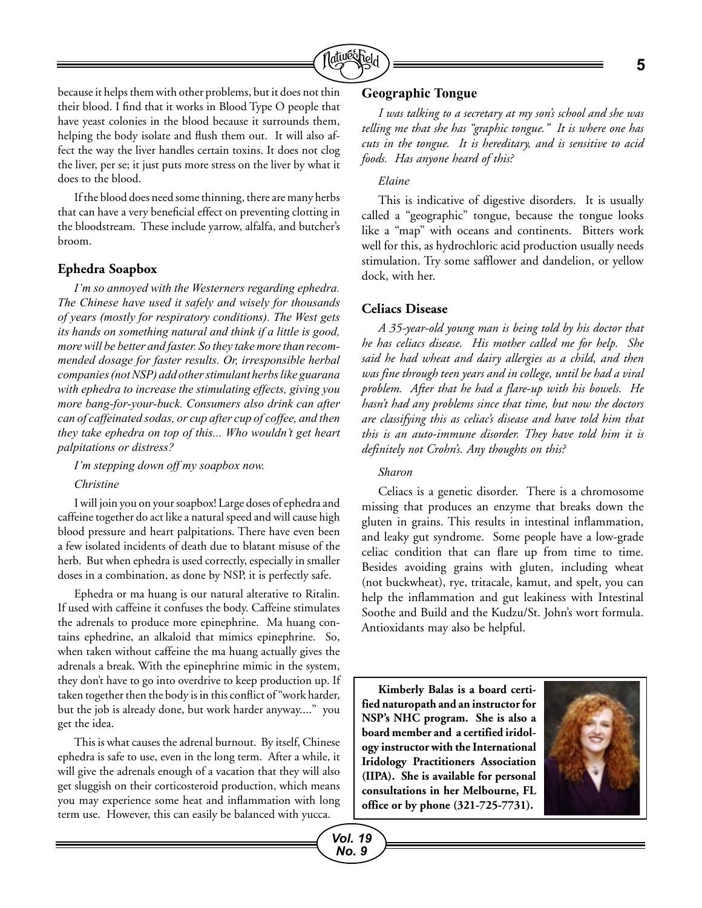because it helps them with other problems, but it does not thin their blood. I find that it works in Blood Type O people that have yeast colonies in the blood because it surrounds them, helping the body isolate and flush them out. It will also affect the way the liver handles certain toxins. It does not clog the liver, per se; it just puts more stress on the liver by what it does to the blood.

If the blood does need some thinning, there are many herbs that can have a very beneficial effect on preventing clotting in the bloodstream. These include yarrow, alfalfa, and butcher's broom.

### Ephedra Soapbox

*I'm so annoyed with the Westerners regarding ephedra. The Chinese have used it safely and wisely for thousands of years (mostly for respiratory conditions). The West gets its hands on something natural and think if a little is good, more will be better and faster. So they take more than recommended dosage for faster results. Or, irresponsible herbal companies (not NSP) add other stimulant herbs like guarana with ephedra to increase the stimulating effects, giving you more bang-for-your-buck. Consumers also drink can after can of caffeinated sodas, or cup after cup of coffee, and then they take ephedra on top of this... Who wouldn't get heart palpitations or distress?*

*I'm stepping down off my soapbox now.*

*Christine*

I will join you on your soapbox! Large doses of ephedra and caffeine together do act like a natural speed and will cause high blood pressure and heart palpitations. There have even been a few isolated incidents of death due to blatant misuse of the herb. But when ephedra is used correctly, especially in smaller doses in a combination, as done by NSP, it is perfectly safe.

Ephedra or ma huang is our natural alterative to Ritalin. If used with caffeine it confuses the body. Caffeine stimulates the adrenals to produce more epinephrine. Ma huang contains ephedrine, an alkaloid that mimics epinephrine. So, when taken without caffeine the ma huang actually gives the adrenals a break. With the epinephrine mimic in the system, they don't have to go into overdrive to keep production up. If taken together then the body is in this conflict of "work harder, but the job is already done, but work harder anyway...." you get the idea.

This is what causes the adrenal burnout. By itself, Chinese ephedra is safe to use, even in the long term. After a while, it will give the adrenals enough of a vacation that they will also get sluggish on their corticosteroid production, which means you may experience some heat and inflammation with long term use. However, this can easily be balanced with yucca.

### Geographic Tongue

*I was talking to a secretary at my son's school and she was telling me that she has "graphic tongue." It is where one has cuts in the tongue. It is hereditary, and is sensitive to acid foods. Has anyone heard of this?*

*Elaine*

This is indicative of digestive disorders. It is usually called a "geographic" tongue, because the tongue looks like a "map" with oceans and continents. Bitters work well for this, as hydrochloric acid production usually needs stimulation. Try some safflower and dandelion, or yellow dock, with her.

### Celiacs Disease

*A 35-year-old young man is being told by his doctor that he has celiacs disease. His mother called me for help. She said he had wheat and dairy allergies as a child, and then was fine through teen years and in college, until he had a viral problem. After that he had a flare-up with his bowels. He hasn't had any problems since that time, but now the doctors are classifying this as celiac's disease and have told him that this is an auto-immune disorder. They have told him it is definitely not Crohn's. Any thoughts on this?*

*Sharon*

Celiacs is a genetic disorder. There is a chromosome missing that produces an enzyme that breaks down the gluten in grains. This results in intestinal inflammation, and leaky gut syndrome. Some people have a low-grade celiac condition that can flare up from time to time. Besides avoiding grains with gluten, including wheat (not buckwheat), rye, tritacale, kamut, and spelt, you can help the inflammation and gut leakiness with Intestinal Soothe and Build and the Kudzu/St. John's wort formula. Antioxidants may also be helpful.

**Kimberly Balas is a board certified naturopath and an instructor for NSP's NHC program. She is also a board member and a certified iridology instructor with the International Iridology Practitioners Association (IIPA). She is available for personal consultations in her Melbourne, FL office or by phone (321-725-7731).**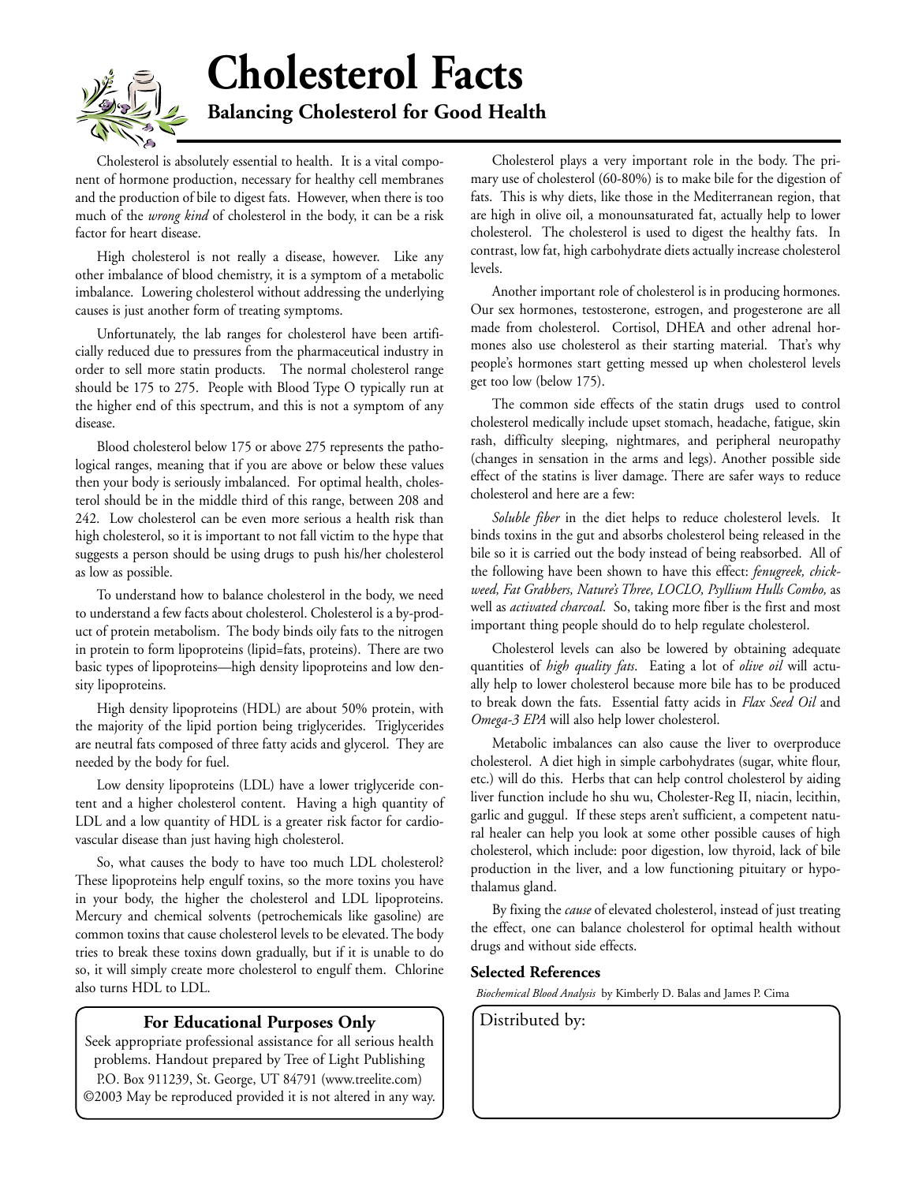# Cholesterol Facts

## Balancing Cholesterol for Good Health

Cholesterol is absolutely essential to health. It is a vital component of hormone production, necessary for healthy cell membranes and the production of bile to digest fats. However, when there is too much of the *wrong kind* of cholesterol in the body, it can be a risk factor for heart disease.

High cholesterol is not really a disease, however. Like any other imbalance of blood chemistry, it is a symptom of a metabolic imbalance. Lowering cholesterol without addressing the underlying causes is just another form of treating symptoms.

Unfortunately, the lab ranges for cholesterol have been artificially reduced due to pressures from the pharmaceutical industry in order to sell more statin products. The normal cholesterol range should be 175 to 275. People with Blood Type O typically run at the higher end of this spectrum, and this is not a symptom of any disease.

Blood cholesterol below 175 or above 275 represents the pathological ranges, meaning that if you are above or below these values then your body is seriously imbalanced. For optimal health, cholesterol should be in the middle third of this range, between 208 and 242. Low cholesterol can be even more serious a health risk than high cholesterol, so it is important to not fall victim to the hype that suggests a person should be using drugs to push his/her cholesterol as low as possible.

To understand how to balance cholesterol in the body, we need to understand a few facts about cholesterol. Cholesterol is a by-product of protein metabolism. The body binds oily fats to the nitrogen in protein to form lipoproteins (lipid=fats, proteins). There are two basic types of lipoproteins—high density lipoproteins and low density lipoproteins.

High density lipoproteins (HDL) are about 50% protein, with the majority of the lipid portion being triglycerides. Triglycerides are neutral fats composed of three fatty acids and glycerol. They are needed by the body for fuel.

Low density lipoproteins (LDL) have a lower triglyceride content and a higher cholesterol content. Having a high quantity of LDL and a low quantity of HDL is a greater risk factor for cardiovascular disease than just having high cholesterol.

So, what causes the body to have too much LDL cholesterol? These lipoproteins help engulf toxins, so the more toxins you have in your body, the higher the cholesterol and LDL lipoproteins. Mercury and chemical solvents (petrochemicals like gasoline) are common toxins that cause cholesterol levels to be elevated. The body tries to break these toxins down gradually, but if it is unable to do so, it will simply create more cholesterol to engulf them. Chlorine also turns HDL to LDL.

Cholesterol plays a very important role in the body. The primary use of cholesterol (60-80%) is to make bile for the digestion of fats. This is why diets, like those in the Mediterranean region, that are high in olive oil, a monounsaturated fat, actually help to lower cholesterol. The cholesterol is used to digest the healthy fats. In contrast, low fat, high carbohydrate diets actually increase cholesterol levels.

Another important role of cholesterol is in producing hormones. Our sex hormones, testosterone, estrogen, and progesterone are all made from cholesterol. Cortisol, DHEA and other adrenal hormones also use cholesterol as their starting material. That's why people's hormones start getting messed up when cholesterol levels get too low (below 175).

The common side effects of the statin drugs used to control cholesterol medically include upset stomach, headache, fatigue, skin rash, difficulty sleeping, nightmares, and peripheral neuropathy (changes in sensation in the arms and legs). Another possible side effect of the statins is liver damage. There are safer ways to reduce cholesterol and here are a few:

*Soluble fiber* in the diet helps to reduce cholesterol levels. It binds toxins in the gut and absorbs cholesterol being released in the bile so it is carried out the body instead of being reabsorbed. All of the following have been shown to have this effect: *fenugreek, chickweed, Fat Grabbers, Nature's Three, LOCLO, Psyllium Hulls Combo,* as well as *activated charcoal*. So, taking more fiber is the first and most important thing people should do to help regulate cholesterol.

Cholesterol levels can also be lowered by obtaining adequate quantities of *high quality fats*. Eating a lot of *olive oil* will actually help to lower cholesterol because more bile has to be produced to break down the fats. Essential fatty acids in *Flax Seed Oil* and *Omega-3 EPA* will also help lower cholesterol.

Metabolic imbalances can also cause the liver to overproduce cholesterol. A diet high in simple carbohydrates (sugar, white flour, etc.) will do this. Herbs that can help control cholesterol by aiding liver function include ho shu wu, Cholester-Reg II, niacin, lecithin, garlic and guggul. If these steps aren't sufficient, a competent natural healer can help you look at some other possible causes of high cholesterol, which include: poor digestion, low thyroid, lack of bile production in the liver, and a low functioning pituitary or hypothalamus gland.

By fixing the *cause* of elevated cholesterol, instead of just treating the effect, one can balance cholesterol for optimal health without drugs and without side effects.

**Selected References**

*Biochemical Blood Analysis* by Kimberly D. Balas and James P. Cima

**For Educational Purposes Only**

Seek appropriate professional assistance for all serious health problems. Handout prepared by Tree of Light Publishing P.O. Box 911239, St. George, UT 84791 (www.treelite.com) ©2003 May be reproduced provided it is not altered in any way.

Distributed by: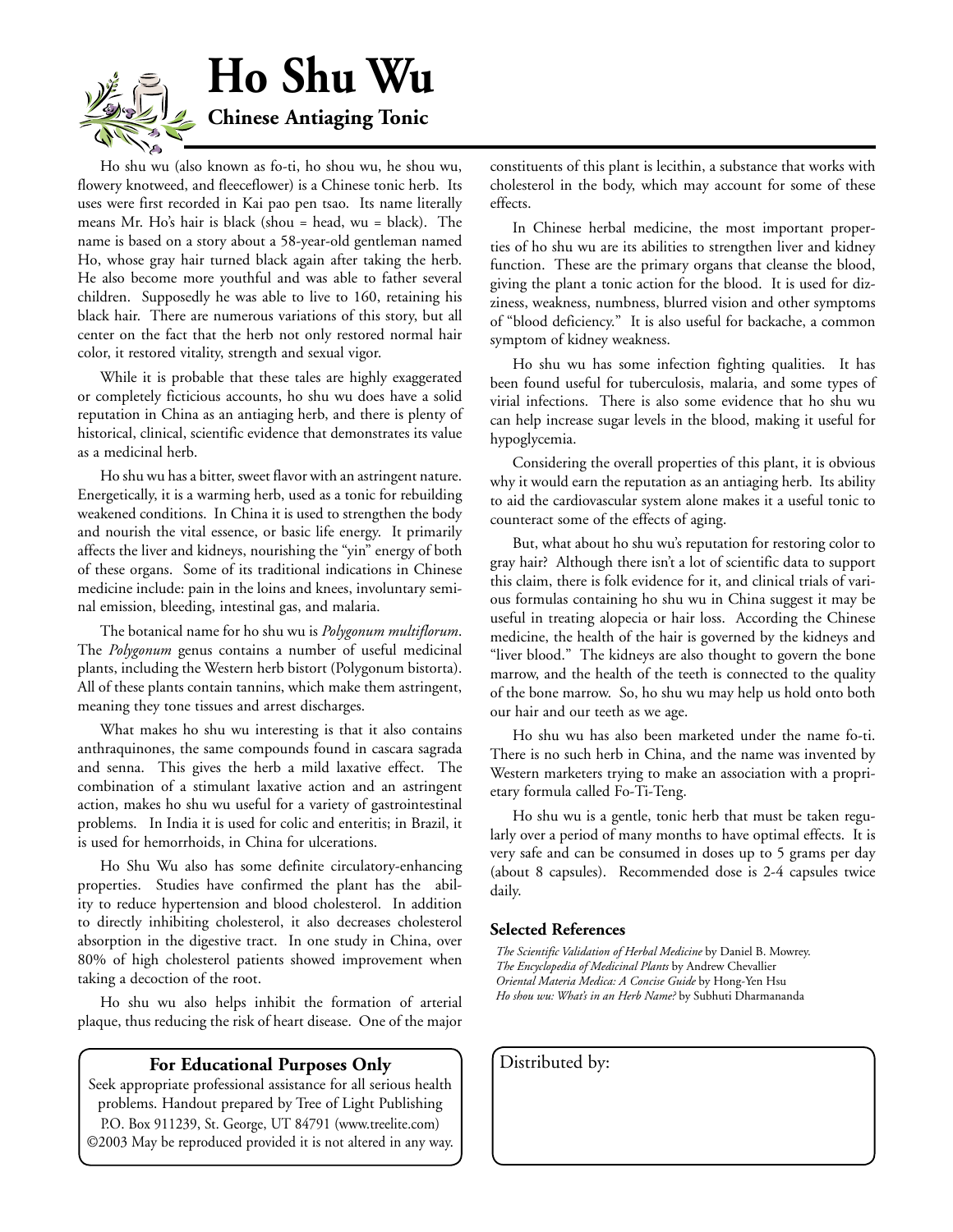# Ho Shu Wu

## Chinese Antiaging Tonic

Ho shu wu (also known as fo-ti, ho shou wu, he shou wu, flowery knotweed, and fleeceflower) is a Chinese tonic herb. Its uses were first recorded in Kai pao pen tsao. Its name literally means Mr. Ho's hair is black (shou = head, wu = black). The name is based on a story about a 58-year-old gentleman named Ho, whose gray hair turned black again after taking the herb. He also become more youthful and was able to father several children. Supposedly he was able to live to 160, retaining his black hair. There are numerous variations of this story, but all center on the fact that the herb not only restored normal hair color, it restored vitality, strength and sexual vigor.

While it is probable that these tales are highly exaggerated or completely ficticious accounts, ho shu wu does have a solid reputation in China as an antiaging herb, and there is plenty of historical, clinical, scientific evidence that demonstrates its value as a medicinal herb.

Ho shu wu has a bitter, sweet flavor with an astringent nature. Energetically, it is a warming herb, used as a tonic for rebuilding weakened conditions. In China it is used to strengthen the body and nourish the vital essence, or basic life energy. It primarily affects the liver and kidneys, nourishing the "yin" energy of both of these organs. Some of its traditional indications in Chinese medicine include: pain in the loins and knees, involuntary seminal emission, bleeding, intestinal gas, and malaria.

The botanical name for ho shu wu is *Polygonum multiflorum*. The *Polygonum* genus contains a number of useful medicinal plants, including the Western herb bistort (Polygonum bistorta). All of these plants contain tannins, which make them astringent, meaning they tone tissues and arrest discharges.

What makes ho shu wu interesting is that it also contains anthraquinones, the same compounds found in cascara sagrada and senna. This gives the herb a mild laxative effect. The combination of a stimulant laxative action and an astringent action, makes ho shu wu useful for a variety of gastrointestinal problems. In India it is used for colic and enteritis; in Brazil, it is used for hemorrhoids, in China for ulcerations.

Ho Shu Wu also has some definite circulatory-enhancing properties. Studies have confirmed the plant has the ability to reduce hypertension and blood cholesterol. In addition to directly inhibiting cholesterol, it also decreases cholesterol absorption in the digestive tract. In one study in China, over 80% of high cholesterol patients showed improvement when taking a decoction of the root.

Ho shu wu also helps inhibit the formation of arterial plaque, thus reducing the risk of heart disease. One of the major constituents of this plant is lecithin, a substance that works with cholesterol in the body, which may account for some of these effects.

In Chinese herbal medicine, the most important properties of ho shu wu are its abilities to strengthen liver and kidney function. These are the primary organs that cleanse the blood, giving the plant a tonic action for the blood. It is used for dizziness, weakness, numbness, blurred vision and other symptoms of "blood deficiency." It is also useful for backache, a common symptom of kidney weakness.

Ho shu wu has some infection fighting qualities. It has been found useful for tuberculosis, malaria, and some types of virial infections. There is also some evidence that ho shu wu can help increase sugar levels in the blood, making it useful for hypoglycemia.

Considering the overall properties of this plant, it is obvious why it would earn the reputation as an antiaging herb. Its ability to aid the cardiovascular system alone makes it a useful tonic to counteract some of the effects of aging.

But, what about ho shu wu's reputation for restoring color to gray hair? Although there isn't a lot of scientific data to support this claim, there is folk evidence for it, and clinical trials of various formulas containing ho shu wu in China suggest it may be useful in treating alopecia or hair loss. According the Chinese medicine, the health of the hair is governed by the kidneys and "liver blood." The kidneys are also thought to govern the bone marrow, and the health of the teeth is connected to the quality of the bone marrow. So, ho shu wu may help us hold onto both our hair and our teeth as we age.

Ho shu wu has also been marketed under the name fo-ti. There is no such herb in China, and the name was invented by Western marketers trying to make an association with a proprietary formula called Fo-Ti-Teng.

Ho shu wu is a gentle, tonic herb that must be taken regularly over a period of many months to have optimal effects. It is very safe and can be consumed in doses up to 5 grams per day (about 8 capsules). Recommended dose is 2-4 capsules twice daily.

### Selected References

*The Scientific Validation of Herbal Medicine* by Daniel B. Mowrey.
*The Encyclopedia of Medicinal Plants* by Andrew Chevallier
*Oriental Materia Medica: A Concise Guide* by Hong-Yen Hsu
*Ho shou wu: What's in an Herb Name?* by Subhuti Dharmananda

**For Educational Purposes Only**

Seek appropriate professional assistance for all serious health problems. Handout prepared by Tree of Light Publishing P.O. Box 911239, St. George, UT 84791 (www.treelite.com) ©2003 May be reproduced provided it is not altered in any way.

Distributed by: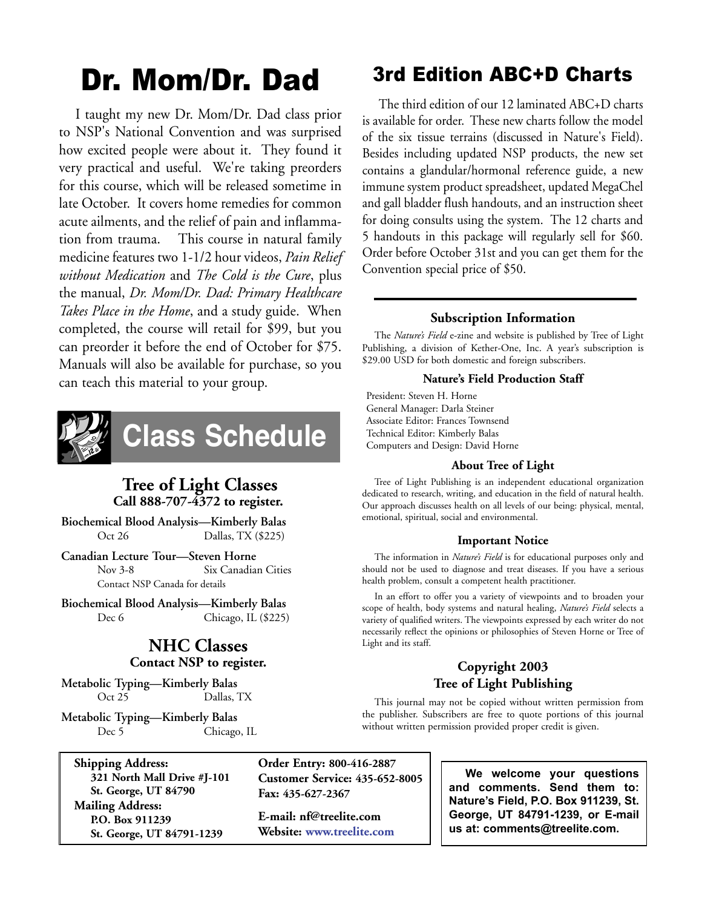# Dr. Mom/Dr. Dad

I taught my new Dr. Mom/Dr. Dad class prior to NSP's National Convention and was surprised how excited people were about it. They found it very practical and useful. We're taking preorders for this course, which will be released sometime in late October. It covers home remedies for common acute ailments, and the relief of pain and inflammation from trauma. This course in natural family medicine features two 1-1/2 hour videos, *Pain Relief without Medication* and *The Cold is the Cure*, plus the manual, *Dr. Mom/Dr. Dad: Primary Healthcare Takes Place in the Home*, and a study guide. When completed, the course will retail for $99, but you can preorder it before the end of October for $75. Manuals will also be available for purchase, so you can teach this material to your group.

# Class Schedule

### Tree of Light Classes
**Call 888-707-4372 to register.**

**Biochemical Blood Analysis—Kimberly Balas**
Oct 26 — Dallas, TX ($225)

**Canadian Lecture Tour—Steven Horne**
Nov 3-8 — Six Canadian Cities
Contact NSP Canada for details

**Biochemical Blood Analysis—Kimberly Balas**
Dec 6 — Chicago, IL ($225)

### NHC Classes
**Contact NSP to register.**

**Metabolic Typing—Kimberly Balas**
Oct 25 — Dallas, TX

**Metabolic Typing—Kimberly Balas**
Dec 5 — Chicago, IL

# 3rd Edition ABC+D Charts

The third edition of our 12 laminated ABC+D charts is available for order. These new charts follow the model of the six tissue terrains (discussed in Nature's Field). Besides including updated NSP products, the new set contains a glandular/hormonal reference guide, a new immune system product spreadsheet, updated MegaChel and gall bladder flush handouts, and an instruction sheet for doing consults using the system. The 12 charts and 5 handouts in this package will regularly sell for $60. Order before October 31st and you can get them for the Convention special price of $50.

### Subscription Information

The *Nature's Field* e-zine and website is published by Tree of Light Publishing, a division of Kether-One, Inc. A year's subscription is $29.00 USD for both domestic and foreign subscribers.

### Nature's Field Production Staff

President: Steven H. Horne
General Manager: Darla Steiner
Associate Editor: Frances Townsend
Technical Editor: Kimberly Balas
Computers and Design: David Horne

### About Tree of Light

Tree of Light Publishing is an independent educational organization dedicated to research, writing, and education in the field of natural health. Our approach discusses health on all levels of our being: physical, mental, emotional, spiritual, social and environmental.

### Important Notice

The information in *Nature's Field* is for educational purposes only and should not be used to diagnose and treat diseases. If you have a serious health problem, consult a competent health practitioner.

In an effort to offer you a variety of viewpoints and to broaden your scope of health, body systems and natural healing, *Nature's Field* selects a variety of qualified writers. The viewpoints expressed by each writer do not necessarily reflect the opinions or philosophies of Steven Horne or Tree of Light and its staff.

### Copyright 2003
### Tree of Light Publishing

This journal may not be copied without written permission from the publisher. Subscribers are free to quote portions of this journal without written permission provided proper credit is given.

**Shipping Address:**
**321 North Mall Drive #J-101**
**St. George, UT 84790**
**Mailing Address:**
**P.O. Box 911239**
**St. George, UT 84791-1239**

**Order Entry: 800-416-2887**
**Customer Service: 435-652-8005**
**Fax: 435-627-2367**

**E-mail: nf@treelite.com**
**Website: www.treelite.com**

**We welcome your questions and comments. Send them to: Nature's Field, P.O. Box 911239, St. George, UT 84791-1239, or E-mail us at: comments@treelite.com.**